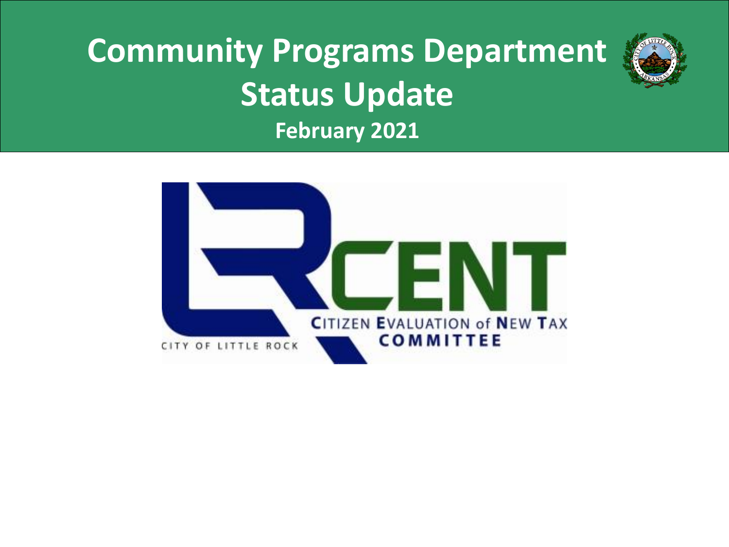# Community Programs Department Status Update

**February 2021**

LRCENT

CITIZEN EVALUATION of NEW TAX COMMITTEE

CITY OF LITTLE ROCK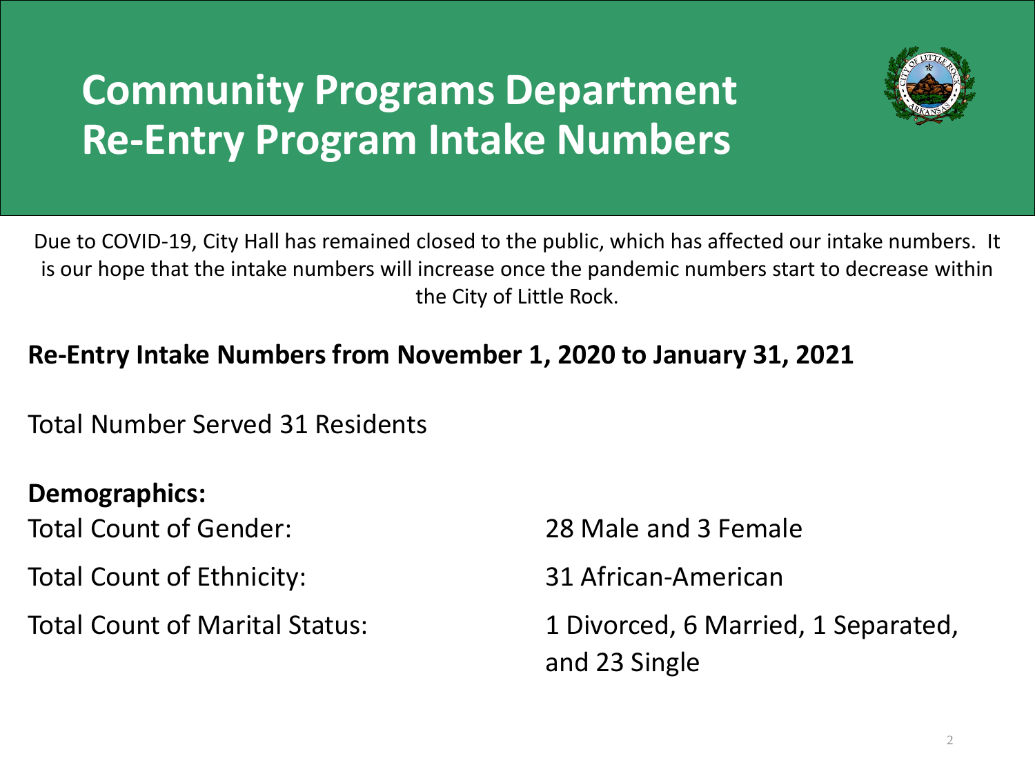# Community Programs Department Re-Entry Program Intake Numbers

Due to COVID-19, City Hall has remained closed to the public, which has affected our intake numbers. It is our hope that the intake numbers will increase once the pandemic numbers start to decrease within the City of Little Rock.

**Re-Entry Intake Numbers from November 1, 2020 to January 31, 2021**

Total Number Served 31 Residents

**Demographics:**

| | |
|---|---|
| Total Count of Gender: | 28 Male and 3 Female |
| Total Count of Ethnicity: | 31 African-American |
| Total Count of Marital Status: | 1 Divorced, 6 Married, 1 Separated, and 23 Single |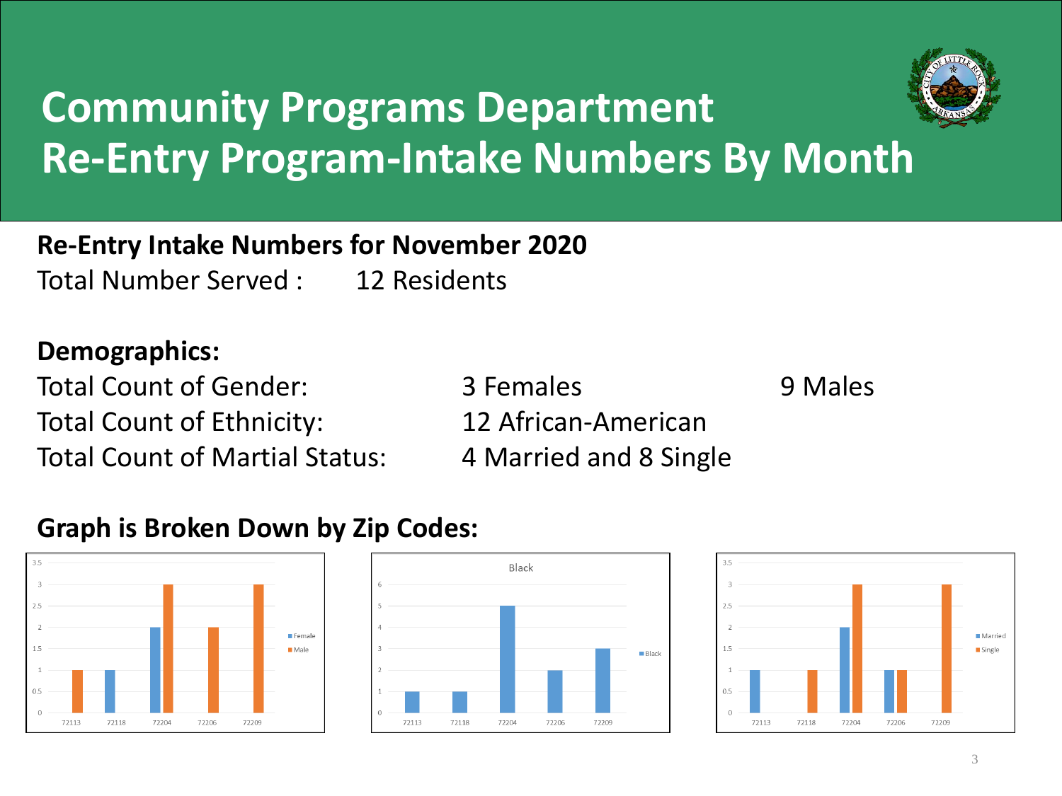# Community Programs Department
# Re-Entry Program-Intake Numbers By Month

**Re-Entry Intake Numbers for November 2020**

Total Number Served : 12 Residents

**Demographics:**

| | | |
|---|---|---|
| Total Count of Gender: | 3 Females | 9 Males |
| Total Count of Ethnicity: | 12 African-American | |
| Total Count of Martial Status: | 4 Married and 8 Single | |

**Graph is Broken Down by Zip Codes:**

| Zip Code | Female | Male |
|---|---|---|
| 72113 | | 1 |
| 72118 | 1 | |
| 72204 | 2 | 3 |
| 72206 | | 2 |
| 72209 | | 3 |

Black

| Zip Code | Black |
|---|---|
| 72113 | 1 |
| 72118 | 1 |
| 72204 | 5 |
| 72206 | 2 |
| 72209 | 3 |

| Zip Code | Married | Single |
|---|---|---|
| 72113 | 1 | |
| 72118 | | 1 |
| 72204 | 2 | 3 |
| 72206 | 1 | 1 |
| 72209 | | 3 |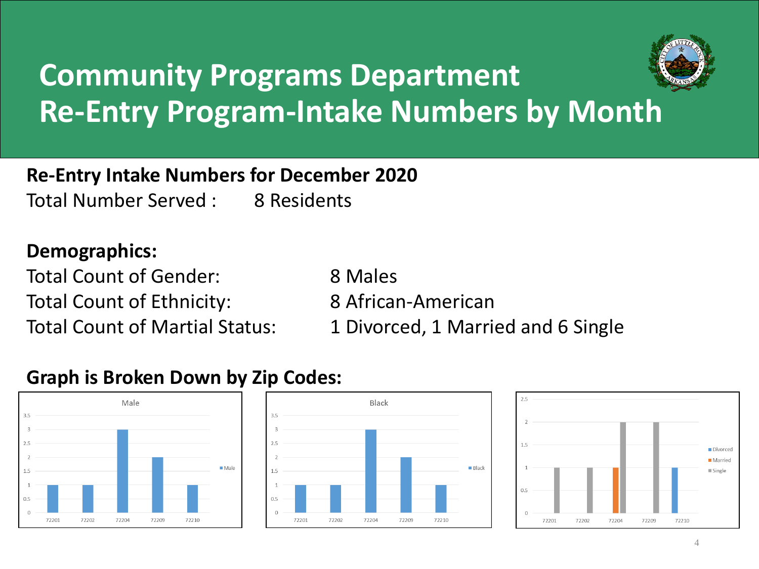# Community Programs Department
# Re-Entry Program-Intake Numbers by Month

**Re-Entry Intake Numbers for December 2020**

Total Number Served : 8 Residents

**Demographics:**

Total Count of Gender: 8 Males

Total Count of Ethnicity: 8 African-American

Total Count of Martial Status: 1 Divorced, 1 Married and 6 Single

**Graph is Broken Down by Zip Codes:**

Male

| Zip Code | Male |
|---|---|
| 72201 | 1 |
| 72202 | 1 |
| 72204 | 3 |
| 72209 | 2 |
| 72210 | 1 |

Black

| Zip Code | Black |
|---|---|
| 72201 | 1 |
| 72202 | 1 |
| 72204 | 3 |
| 72209 | 2 |
| 72210 | 1 |

| Zip Code | Divorced | Married | Single |
|---|---|---|---|
| 72201 | | | 1 |
| 72202 | | | 1 |
| 72204 | | 1 | 2 |
| 72209 | | | 2 |
| 72210 | 1 | | |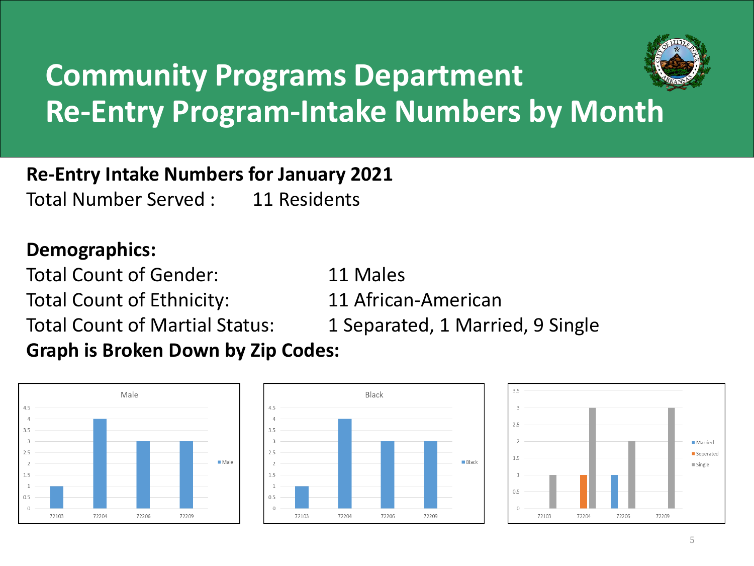# Community Programs Department
# Re-Entry Program-Intake Numbers by Month

**Re-Entry Intake Numbers for January 2021**

Total Number Served : 11 Residents

**Demographics:**

Total Count of Gender: 11 Males

Total Count of Ethnicity: 11 African-American

Total Count of Martial Status: 1 Separated, 1 Married, 9 Single

**Graph is Broken Down by Zip Codes:**

Male

| Zip Code | Male |
|---|---|
| 72103 | 1 |
| 72204 | 4 |
| 72206 | 3 |
| 72209 | 3 |

Black

| Zip Code | Black |
|---|---|
| 72103 | 1 |
| 72204 | 4 |
| 72206 | 3 |
| 72209 | 3 |

| Zip Code | Married | Seperated | Single |
|---|---|---|---|
| 72103 | | | 1 |
| 72204 | | 1 | 3 |
| 72206 | 1 | | 2 |
| 72209 | | | 3 |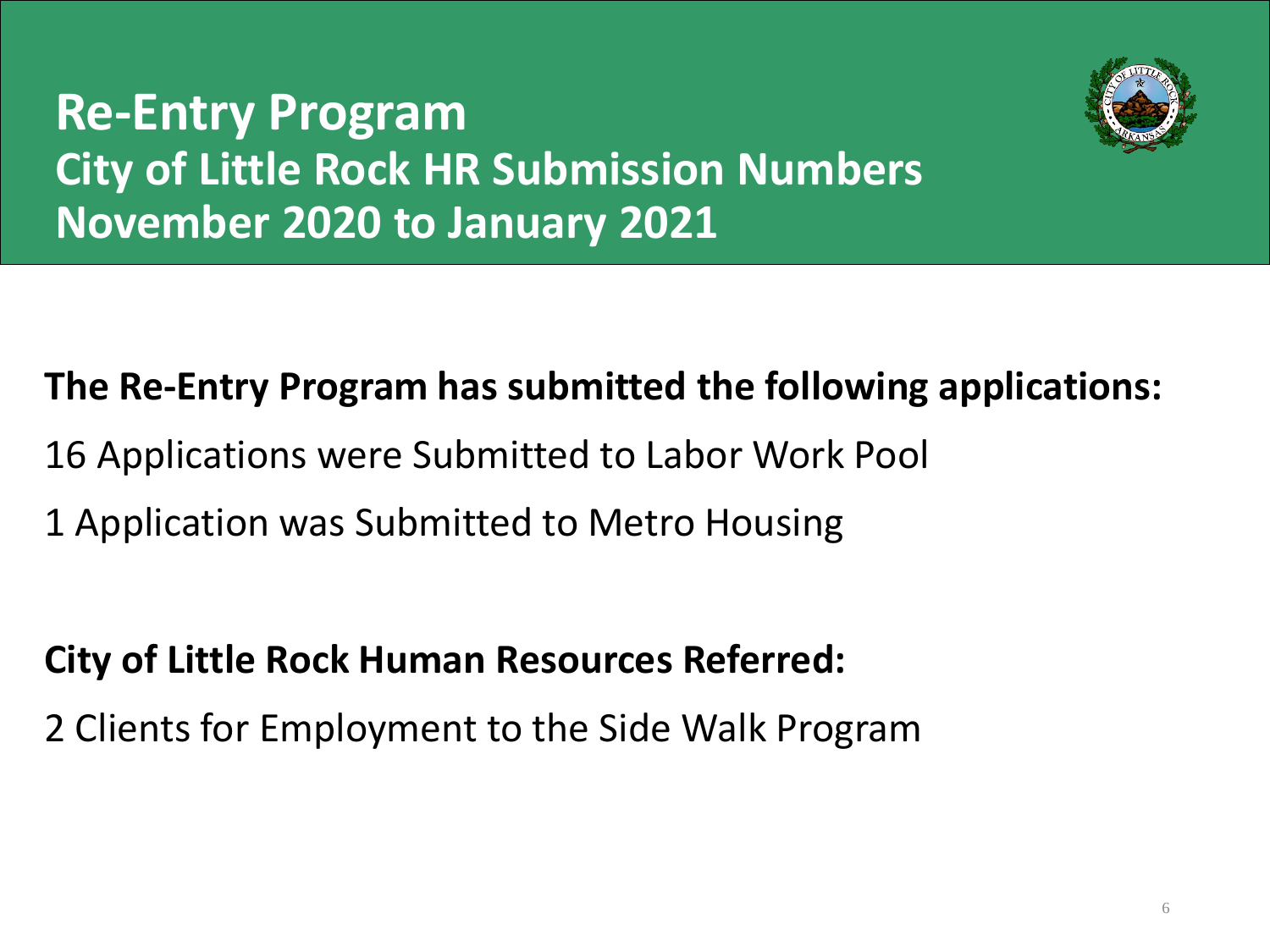# Re-Entry Program
## City of Little Rock HR Submission Numbers
## November 2020 to January 2021

**The Re-Entry Program has submitted the following applications:**

16 Applications were Submitted to Labor Work Pool

1 Application was Submitted to Metro Housing

**City of Little Rock Human Resources Referred:**

2 Clients for Employment to the Side Walk Program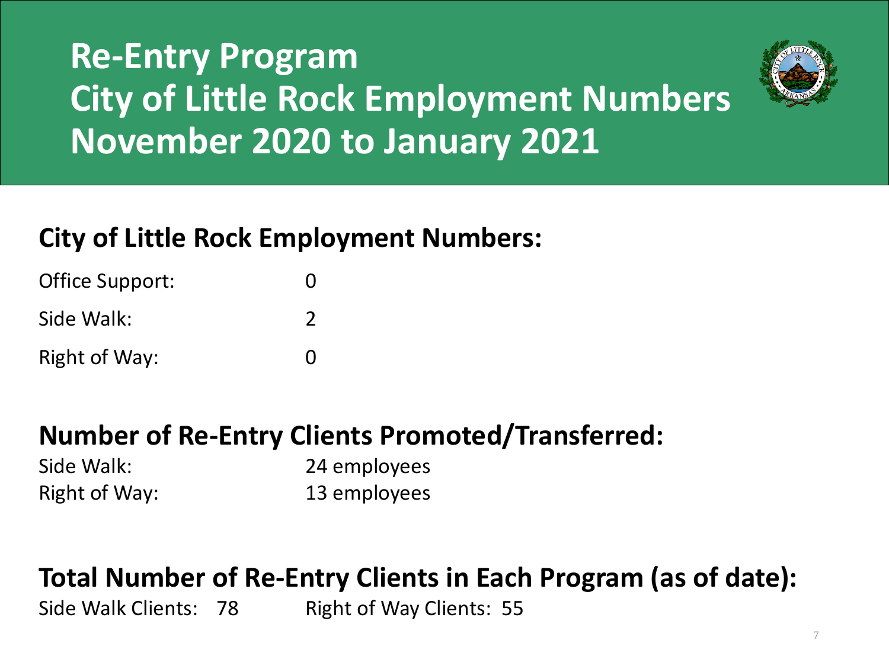# Re-Entry Program
# City of Little Rock Employment Numbers
# November 2020 to January 2021

## City of Little Rock Employment Numbers:

| | |
|---|---|
| Office Support: | 0 |
| Side Walk: | 2 |
| Right of Way: | 0 |

## Number of Re-Entry Clients Promoted/Transferred:

| | |
|---|---|
| Side Walk: | 24 employees |
| Right of Way: | 13 employees |

## Total Number of Re-Entry Clients in Each Program (as of date):

Side Walk Clients: 78 Right of Way Clients: 55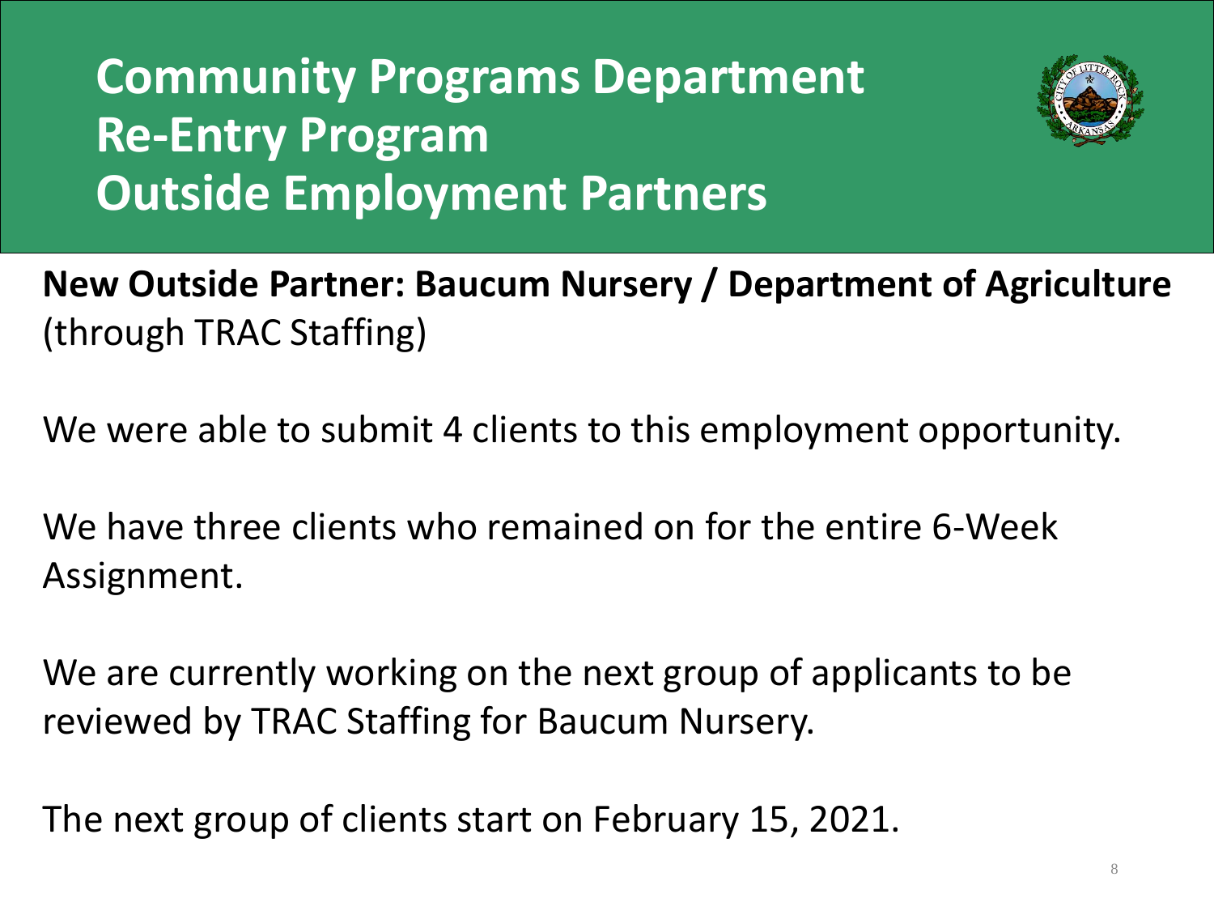# Community Programs Department
# Re-Entry Program
# Outside Employment Partners

**New Outside Partner: Baucum Nursery / Department of Agriculture** (through TRAC Staffing)

We were able to submit 4 clients to this employment opportunity.

We have three clients who remained on for the entire 6-Week Assignment.

We are currently working on the next group of applicants to be reviewed by TRAC Staffing for Baucum Nursery.

The next group of clients start on February 15, 2021.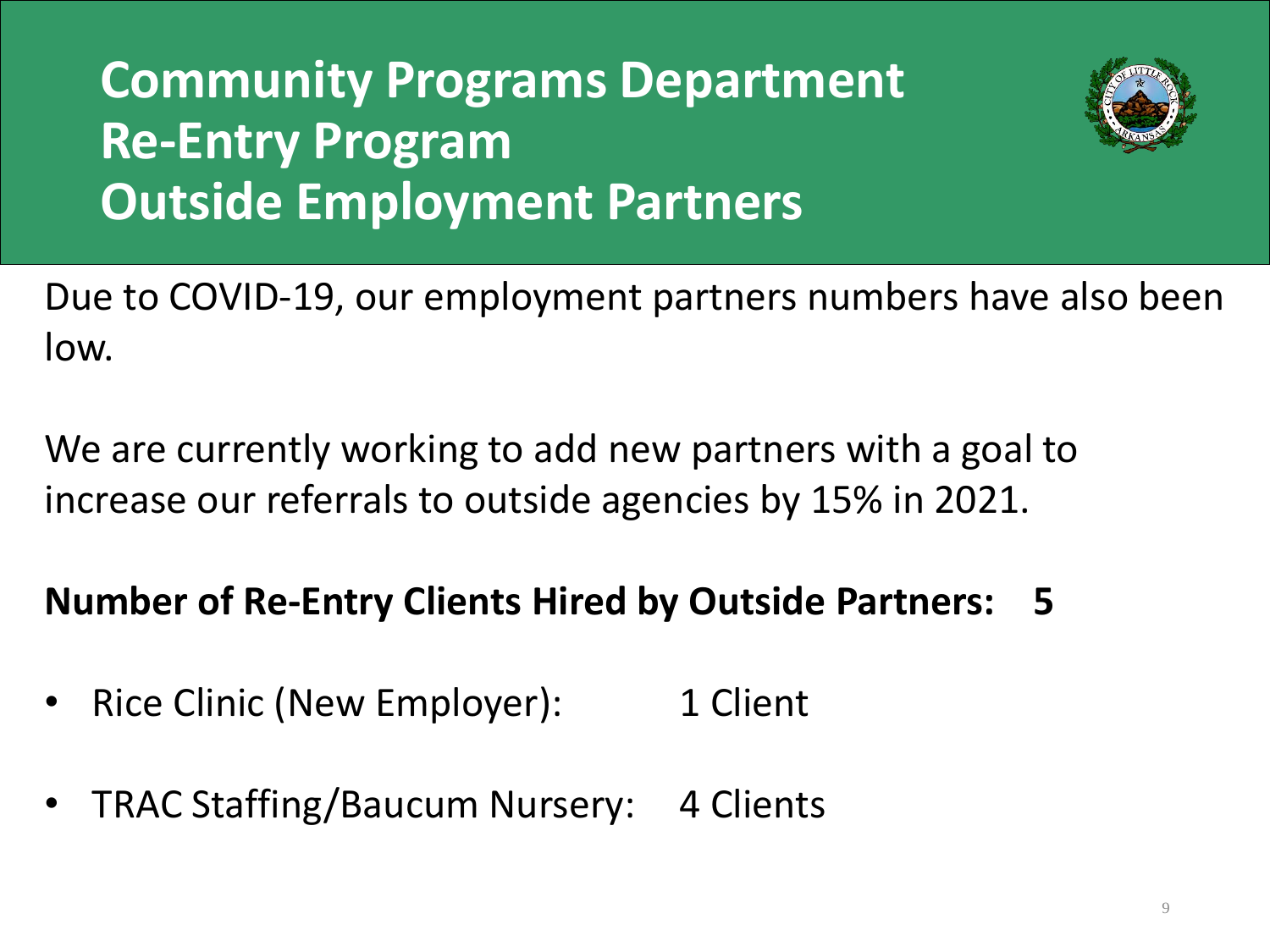# Community Programs Department
# Re-Entry Program
# Outside Employment Partners

Due to COVID-19, our employment partners numbers have also been low.

We are currently working to add new partners with a goal to increase our referrals to outside agencies by 15% in 2021.

**Number of Re-Entry Clients Hired by Outside Partners: 5**

- Rice Clinic (New Employer): 1 Client
- TRAC Staffing/Baucum Nursery: 4 Clients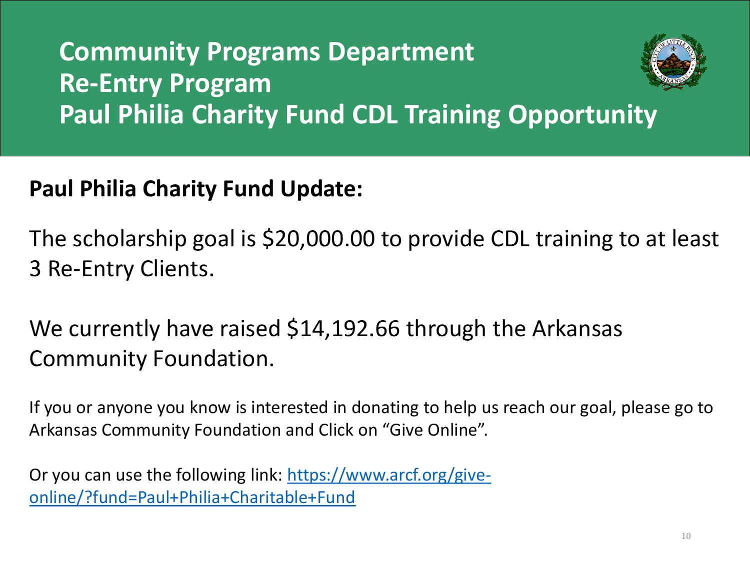# Community Programs Department
# Re-Entry Program
# Paul Philia Charity Fund CDL Training Opportunity

**Paul Philia Charity Fund Update:**

The scholarship goal is $20,000.00 to provide CDL training to at least 3 Re-Entry Clients.

We currently have raised $14,192.66 through the Arkansas Community Foundation.

If you or anyone you know is interested in donating to help us reach our goal, please go to Arkansas Community Foundation and Click on "Give Online".

Or you can use the following link: [https://www.arcf.org/give-online/?fund=Paul+Philia+Charitable+Fund](https://www.arcf.org/give-online/?fund=Paul+Philia+Charitable+Fund)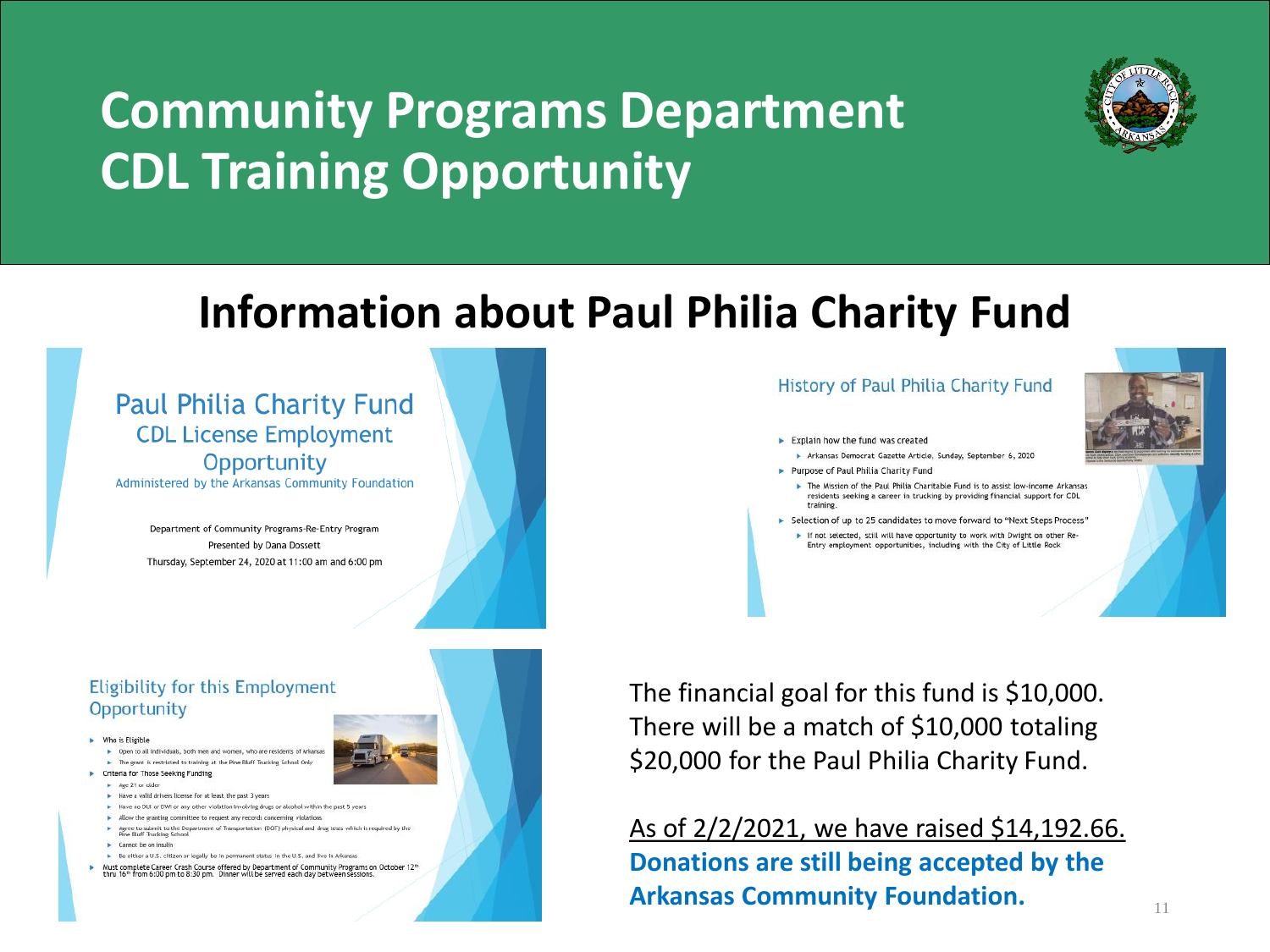# Community Programs Department
# CDL Training Opportunity

## Information about Paul Philia Charity Fund

### Paul Philia Charity Fund
### CDL License Employment Opportunity

Administered by the Arkansas Community Foundation

Department of Community Programs-Re-Entry Program
Presented by Dana Dossett
Thursday, September 24, 2020 at 11:00 am and 6:00 pm

### History of Paul Philia Charity Fund

- Explain how the fund was created
  - Arkansas Democrat Gazette Article, Sunday, September 6, 2020
- Purpose of Paul Philia Charity Fund
  - The Mission of the Paul Philia Charitable Fund is to assist low-income Arkansas residents seeking a career in trucking by providing financial support for CDL training.
- Selection of up to 25 candidates to move forward to "Next Steps Process"
  - If not selected, still will have opportunity to work with Dwight on other Re-Entry employment opportunities, including with the City of Little Rock

### Eligibility for this Employment Opportunity

- Who is Eligible
  - Open to all individuals, both men and women, who are residents of Arkansas
  - The grant is restricted to training at the Pine Bluff Trucking School Only
- Criteria for Those Seeking Funding
  - Age 21 or older
  - Have a valid drivers license for at least the past 3 years
  - Have no DUI or DWI or any other violation involving drugs or alcohol within the past 5 years
  - Allow the granting committee to request any records concerning violations
  - Agree to submit to the Department of Transportation (DOT) physical and drug tests which is required by the Pine Bluff Trucking School
  - Cannot be on insulin
  - Be either a U.S. citizen or legally be in permanent status in the U.S. and live in Arkansas
- Must complete Career Crash Course offered by Department of Community Programs on October 12th thru 16th from 6:00 pm to 8:30 pm. Dinner will be served each day between sessions.

The financial goal for this fund is $10,000. There will be a match of $10,000 totaling $20,000 for the Paul Philia Charity Fund.

As of 2/2/2021, we have raised $14,192.66.
**Donations are still being accepted by the Arkansas Community Foundation.**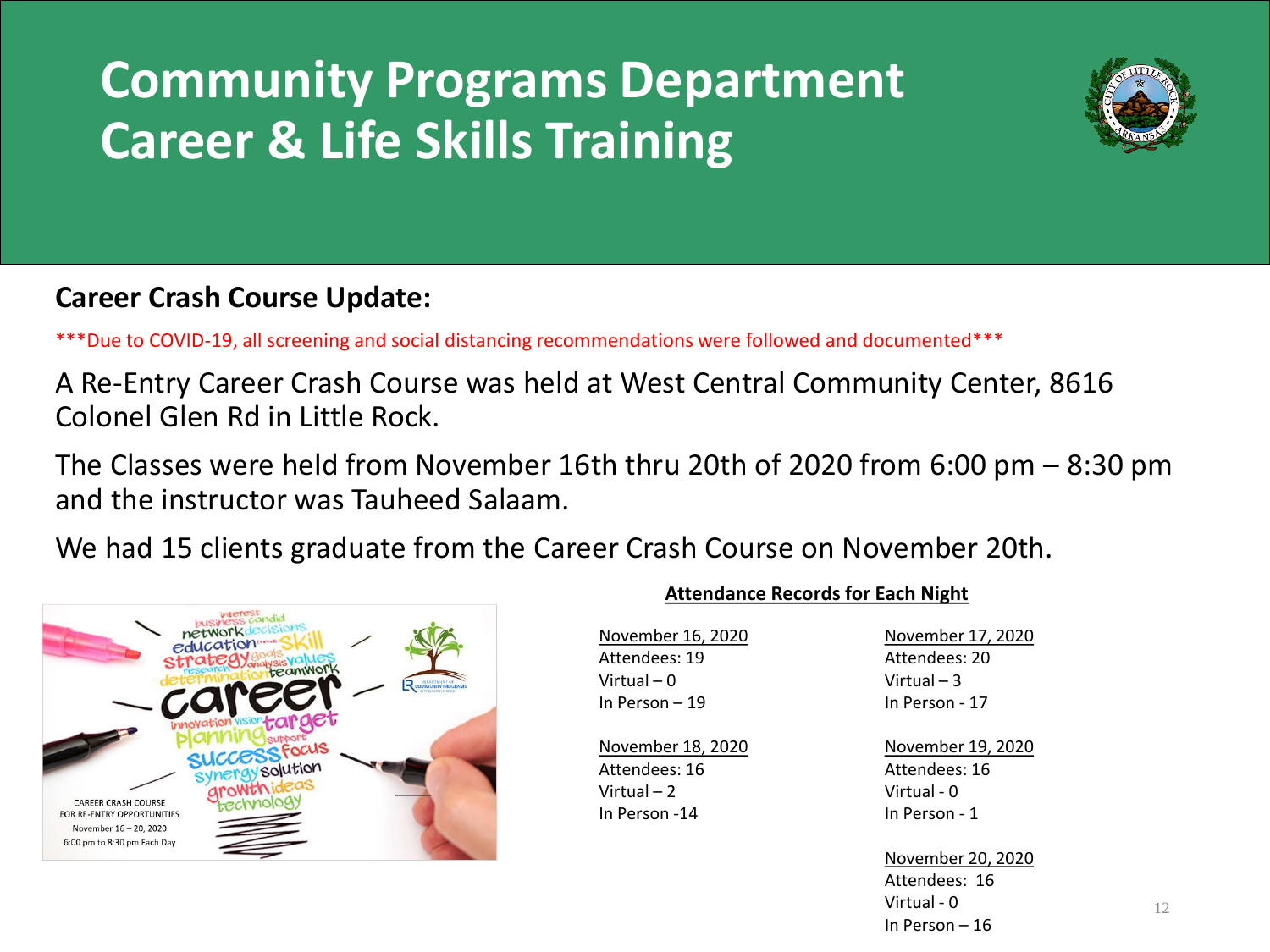# Community Programs Department
# Career & Life Skills Training

## Career Crash Course Update:

***Due to COVID-19, all screening and social distancing recommendations were followed and documented***

A Re-Entry Career Crash Course was held at West Central Community Center, 8616 Colonel Glen Rd in Little Rock.

The Classes were held from November 16th thru 20th of 2020 from 6:00 pm – 8:30 pm and the instructor was Tauheed Salaam.

We had 15 clients graduate from the Career Crash Course on November 20th.

CAREER CRASH COURSE
FOR RE-ENTRY OPPORTUNITIES
November 16 – 20, 2020
6:00 pm to 8:30 pm Each Day

**Attendance Records for Each Night**

November 16, 2020
Attendees: 19
Virtual – 0
In Person – 19

November 17, 2020
Attendees: 20
Virtual – 3
In Person - 17

November 18, 2020
Attendees: 16
Virtual – 2
In Person -14

November 19, 2020
Attendees: 16
Virtual - 0
In Person - 1

November 20, 2020
Attendees: 16
Virtual - 0
In Person – 16